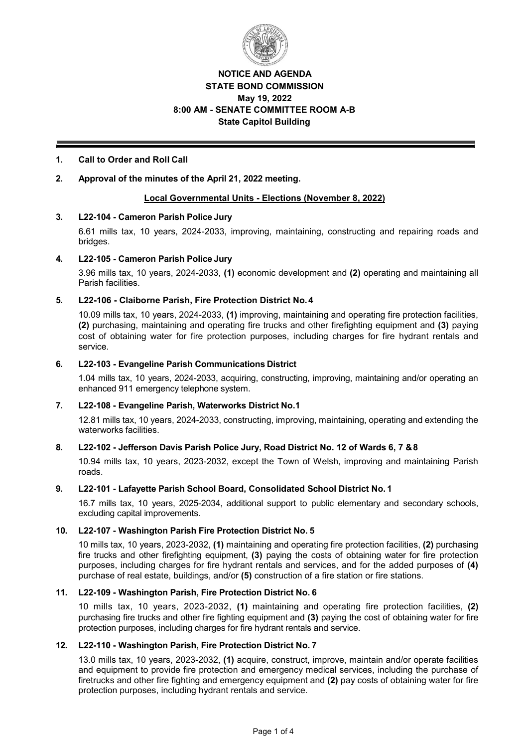**NOTICE AND AGENDA**
**STATE BOND COMMISSION**
**May 19, 2022**
**8:00 AM - SENATE COMMITTEE ROOM A-B**
**State Capitol Building**

---

**1. Call to Order and Roll Call**

**2. Approval of the minutes of the April 21, 2022 meeting.**

**<u>Local Governmental Units - Elections (November 8, 2022)</u>**

**3. L22-104 - Cameron Parish Police Jury**

6.61 mills tax, 10 years, 2024-2033, improving, maintaining, constructing and repairing roads and bridges.

**4. L22-105 - Cameron Parish Police Jury**

3.96 mills tax, 10 years, 2024-2033, **(1)** economic development and **(2)** operating and maintaining all Parish facilities.

**5. L22-106 - Claiborne Parish, Fire Protection District No. 4**

10.09 mills tax, 10 years, 2024-2033, **(1)** improving, maintaining and operating fire protection facilities, **(2)** purchasing, maintaining and operating fire trucks and other firefighting equipment and **(3)** paying cost of obtaining water for fire protection purposes, including charges for fire hydrant rentals and service.

**6. L22-103 - Evangeline Parish Communications District**

1.04 mills tax, 10 years, 2024-2033, acquiring, constructing, improving, maintaining and/or operating an enhanced 911 emergency telephone system.

**7. L22-108 - Evangeline Parish, Waterworks District No.1**

12.81 mills tax, 10 years, 2024-2033, constructing, improving, maintaining, operating and extending the waterworks facilities.

**8. L22-102 - Jefferson Davis Parish Police Jury, Road District No. 12 of Wards 6, 7 & 8**

10.94 mills tax, 10 years, 2023-2032, except the Town of Welsh, improving and maintaining Parish roads.

**9. L22-101 - Lafayette Parish School Board, Consolidated School District No. 1**

16.7 mills tax, 10 years, 2025-2034, additional support to public elementary and secondary schools, excluding capital improvements.

**10. L22-107 - Washington Parish Fire Protection District No. 5**

10 mills tax, 10 years, 2023-2032, **(1)** maintaining and operating fire protection facilities, **(2)** purchasing fire trucks and other firefighting equipment, **(3)** paying the costs of obtaining water for fire protection purposes, including charges for fire hydrant rentals and services, and for the added purposes of **(4)** purchase of real estate, buildings, and/or **(5)** construction of a fire station or fire stations.

**11. L22-109 - Washington Parish, Fire Protection District No. 6**

10 mills tax, 10 years, 2023-2032, **(1)** maintaining and operating fire protection facilities, **(2)** purchasing fire trucks and other fire fighting equipment and **(3)** paying the cost of obtaining water for fire protection purposes, including charges for fire hydrant rentals and service.

**12. L22-110 - Washington Parish, Fire Protection District No. 7**

13.0 mills tax, 10 years, 2023-2032, **(1)** acquire, construct, improve, maintain and/or operate facilities and equipment to provide fire protection and emergency medical services, including the purchase of firetrucks and other fire fighting and emergency equipment and **(2)** pay costs of obtaining water for fire protection purposes, including hydrant rentals and service.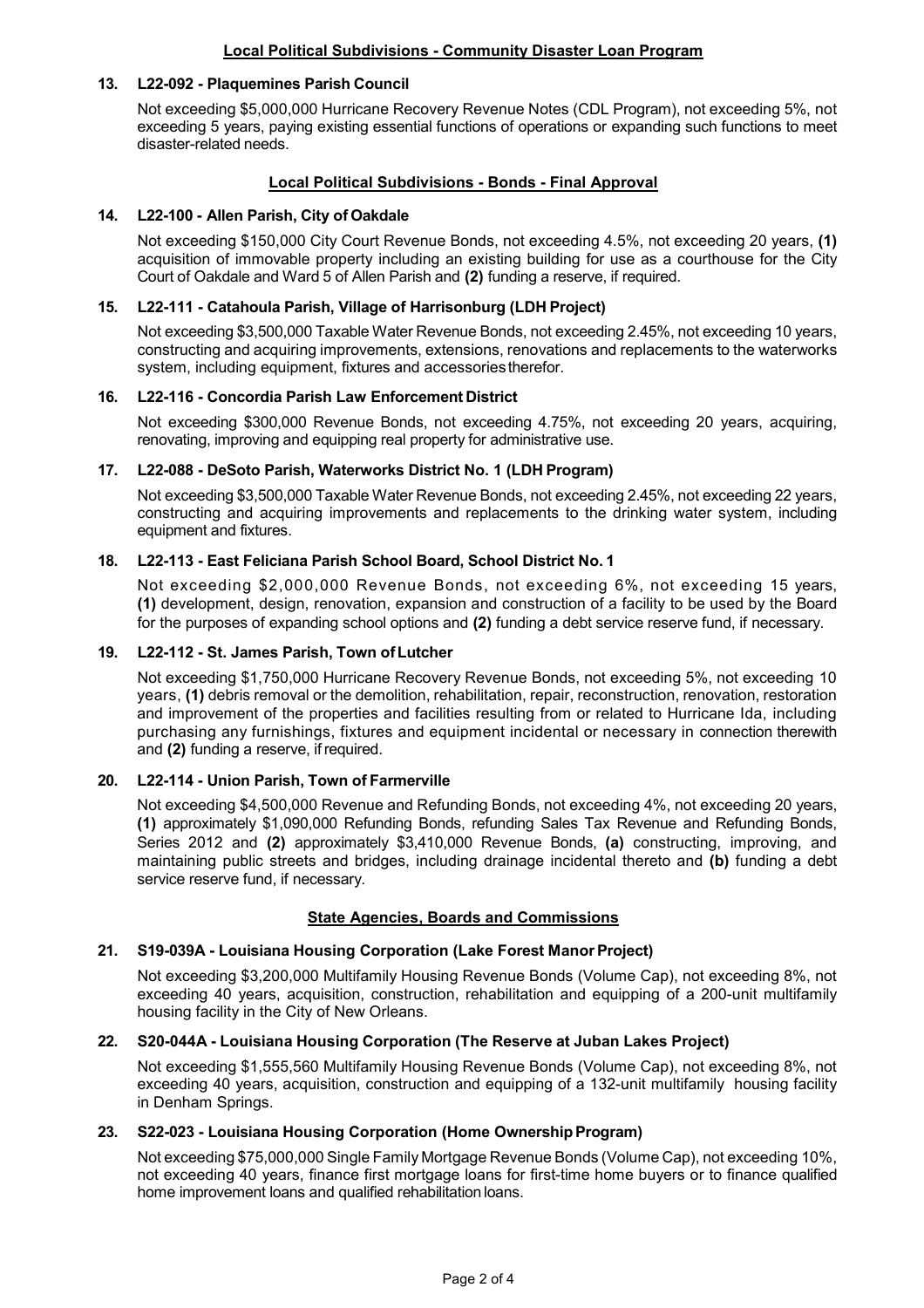## Local Political Subdivisions - Community Disaster Loan Program

**13. L22-092 - Plaquemines Parish Council**

Not exceeding $5,000,000 Hurricane Recovery Revenue Notes (CDL Program), not exceeding 5%, not exceeding 5 years, paying existing essential functions of operations or expanding such functions to meet disaster-related needs.

## Local Political Subdivisions - Bonds - Final Approval

**14. L22-100 - Allen Parish, City of Oakdale**

Not exceeding $150,000 City Court Revenue Bonds, not exceeding 4.5%, not exceeding 20 years, **(1)** acquisition of immovable property including an existing building for use as a courthouse for the City Court of Oakdale and Ward 5 of Allen Parish and **(2)** funding a reserve, if required.

**15. L22-111 - Catahoula Parish, Village of Harrisonburg (LDH Project)**

Not exceeding $3,500,000 Taxable Water Revenue Bonds, not exceeding 2.45%, not exceeding 10 years, constructing and acquiring improvements, extensions, renovations and replacements to the waterworks system, including equipment, fixtures and accessories therefor.

**16. L22-116 - Concordia Parish Law Enforcement District**

Not exceeding $300,000 Revenue Bonds, not exceeding 4.75%, not exceeding 20 years, acquiring, renovating, improving and equipping real property for administrative use.

**17. L22-088 - DeSoto Parish, Waterworks District No. 1 (LDH Program)**

Not exceeding $3,500,000 Taxable Water Revenue Bonds, not exceeding 2.45%, not exceeding 22 years, constructing and acquiring improvements and replacements to the drinking water system, including equipment and fixtures.

**18. L22-113 - East Feliciana Parish School Board, School District No. 1**

Not exceeding $2,000,000 Revenue Bonds, not exceeding 6%, not exceeding 15 years, **(1)** development, design, renovation, expansion and construction of a facility to be used by the Board for the purposes of expanding school options and **(2)** funding a debt service reserve fund, if necessary.

**19. L22-112 - St. James Parish, Town of Lutcher**

Not exceeding $1,750,000 Hurricane Recovery Revenue Bonds, not exceeding 5%, not exceeding 10 years, **(1)** debris removal or the demolition, rehabilitation, repair, reconstruction, renovation, restoration and improvement of the properties and facilities resulting from or related to Hurricane Ida, including purchasing any furnishings, fixtures and equipment incidental or necessary in connection therewith and **(2)** funding a reserve, if required.

**20. L22-114 - Union Parish, Town of Farmerville**

Not exceeding $4,500,000 Revenue and Refunding Bonds, not exceeding 4%, not exceeding 20 years, **(1)** approximately $1,090,000 Refunding Bonds, refunding Sales Tax Revenue and Refunding Bonds, Series 2012 and **(2)** approximately $3,410,000 Revenue Bonds, **(a)** constructing, improving, and maintaining public streets and bridges, including drainage incidental thereto and **(b)** funding a debt service reserve fund, if necessary.

## State Agencies, Boards and Commissions

**21. S19-039A - Louisiana Housing Corporation (Lake Forest Manor Project)**

Not exceeding $3,200,000 Multifamily Housing Revenue Bonds (Volume Cap), not exceeding 8%, not exceeding 40 years, acquisition, construction, rehabilitation and equipping of a 200-unit multifamily housing facility in the City of New Orleans.

**22. S20-044A - Louisiana Housing Corporation (The Reserve at Juban Lakes Project)**

Not exceeding $1,555,560 Multifamily Housing Revenue Bonds (Volume Cap), not exceeding 8%, not exceeding 40 years, acquisition, construction and equipping of a 132-unit multifamily housing facility in Denham Springs.

**23. S22-023 - Louisiana Housing Corporation (Home Ownership Program)**

Not exceeding $75,000,000 Single Family Mortgage Revenue Bonds (Volume Cap), not exceeding 10%, not exceeding 40 years, finance first mortgage loans for first-time home buyers or to finance qualified home improvement loans and qualified rehabilitation loans.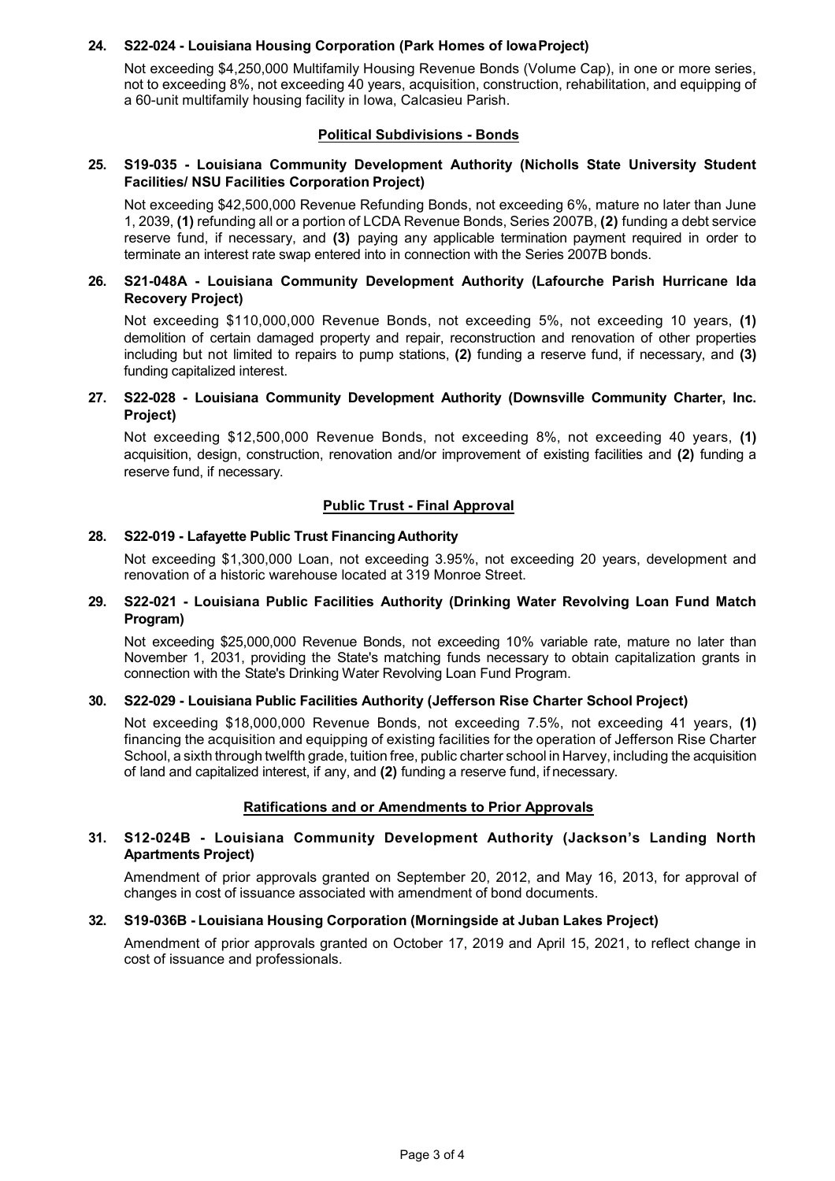**24. S22-024 - Louisiana Housing Corporation (Park Homes of Iowa Project)**

Not exceeding $4,250,000 Multifamily Housing Revenue Bonds (Volume Cap), in one or more series, not to exceeding 8%, not exceeding 40 years, acquisition, construction, rehabilitation, and equipping of a 60-unit multifamily housing facility in Iowa, Calcasieu Parish.

**Political Subdivisions - Bonds**

**25. S19-035 - Louisiana Community Development Authority (Nicholls State University Student Facilities/ NSU Facilities Corporation Project)**

Not exceeding $42,500,000 Revenue Refunding Bonds, not exceeding 6%, mature no later than June 1, 2039, **(1)** refunding all or a portion of LCDA Revenue Bonds, Series 2007B, **(2)** funding a debt service reserve fund, if necessary, and **(3)** paying any applicable termination payment required in order to terminate an interest rate swap entered into in connection with the Series 2007B bonds.

**26. S21-048A - Louisiana Community Development Authority (Lafourche Parish Hurricane Ida Recovery Project)**

Not exceeding $110,000,000 Revenue Bonds, not exceeding 5%, not exceeding 10 years, **(1)** demolition of certain damaged property and repair, reconstruction and renovation of other properties including but not limited to repairs to pump stations, **(2)** funding a reserve fund, if necessary, and **(3)** funding capitalized interest.

**27. S22-028 - Louisiana Community Development Authority (Downsville Community Charter, Inc. Project)**

Not exceeding $12,500,000 Revenue Bonds, not exceeding 8%, not exceeding 40 years, **(1)** acquisition, design, construction, renovation and/or improvement of existing facilities and **(2)** funding a reserve fund, if necessary.

**Public Trust - Final Approval**

**28. S22-019 - Lafayette Public Trust Financing Authority**

Not exceeding $1,300,000 Loan, not exceeding 3.95%, not exceeding 20 years, development and renovation of a historic warehouse located at 319 Monroe Street.

**29. S22-021 - Louisiana Public Facilities Authority (Drinking Water Revolving Loan Fund Match Program)**

Not exceeding $25,000,000 Revenue Bonds, not exceeding 10% variable rate, mature no later than November 1, 2031, providing the State's matching funds necessary to obtain capitalization grants in connection with the State's Drinking Water Revolving Loan Fund Program.

**30. S22-029 - Louisiana Public Facilities Authority (Jefferson Rise Charter School Project)**

Not exceeding $18,000,000 Revenue Bonds, not exceeding 7.5%, not exceeding 41 years, **(1)** financing the acquisition and equipping of existing facilities for the operation of Jefferson Rise Charter School, a sixth through twelfth grade, tuition free, public charter school in Harvey, including the acquisition of land and capitalized interest, if any, and **(2)** funding a reserve fund, if necessary.

**Ratifications and or Amendments to Prior Approvals**

**31. S12-024B - Louisiana Community Development Authority (Jackson's Landing North Apartments Project)**

Amendment of prior approvals granted on September 20, 2012, and May 16, 2013, for approval of changes in cost of issuance associated with amendment of bond documents.

**32. S19-036B - Louisiana Housing Corporation (Morningside at Juban Lakes Project)**

Amendment of prior approvals granted on October 17, 2019 and April 15, 2021, to reflect change in cost of issuance and professionals.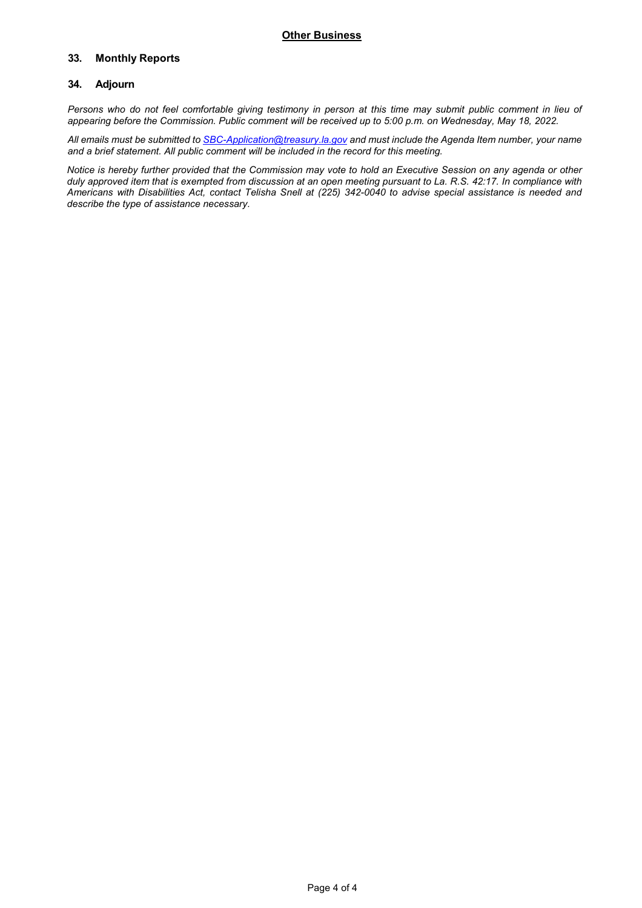## Other Business

### 33. Monthly Reports

### 34. Adjourn

*Persons who do not feel comfortable giving testimony in person at this time may submit public comment in lieu of appearing before the Commission. Public comment will be received up to 5:00 p.m. on Wednesday, May 18, 2022.*

*All emails must be submitted to SBC-Application@treasury.la.gov and must include the Agenda Item number, your name and a brief statement. All public comment will be included in the record for this meeting.*

*Notice is hereby further provided that the Commission may vote to hold an Executive Session on any agenda or other duly approved item that is exempted from discussion at an open meeting pursuant to La. R.S. 42:17. In compliance with Americans with Disabilities Act, contact Telisha Snell at (225) 342-0040 to advise special assistance is needed and describe the type of assistance necessary.*